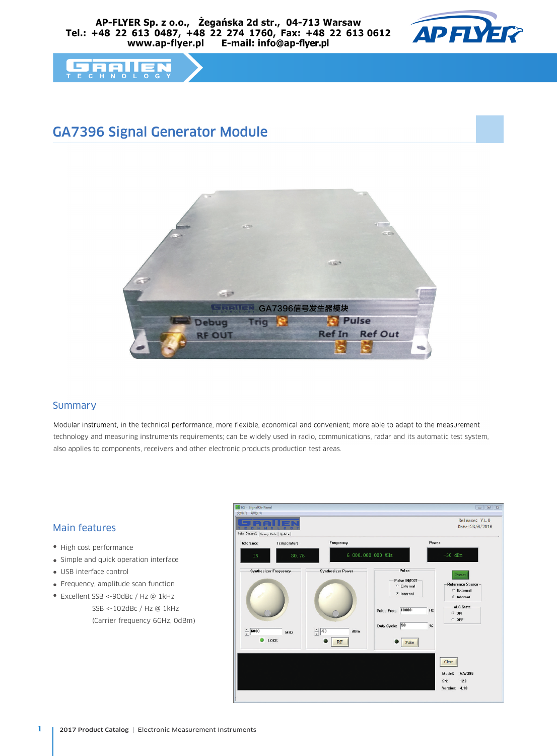AP-FLYER Sp. z o.o., Żegańska 2d str., 04-713 Warsaw
Tel.: +48 22 613 0487, +48 22 274 1760, Fax: +48 22 613 0612
www.ap-flyer.pl E-mail: info@ap-flyer.pl

# GA7396 Signal Generator Module

## Summary

Modular instrument, in the technical performance, more flexible, economical and convenient; more able to adapt to the measurement technology and measuring instruments requirements; can be widely used in radio, communications, radar and its automatic test system, also applies to components, receivers and other electronic products production test areas.

## Main features

- High cost performance
- Simple and quick operation interface
- USB interface control
- Frequency, amplitude scan function
- Excellent SSB <-90dBc / Hz @ 1kHz
  SSB <-102dBc / Hz @ 1kHz
  (Carrier frequency 6GHz, 0dBm)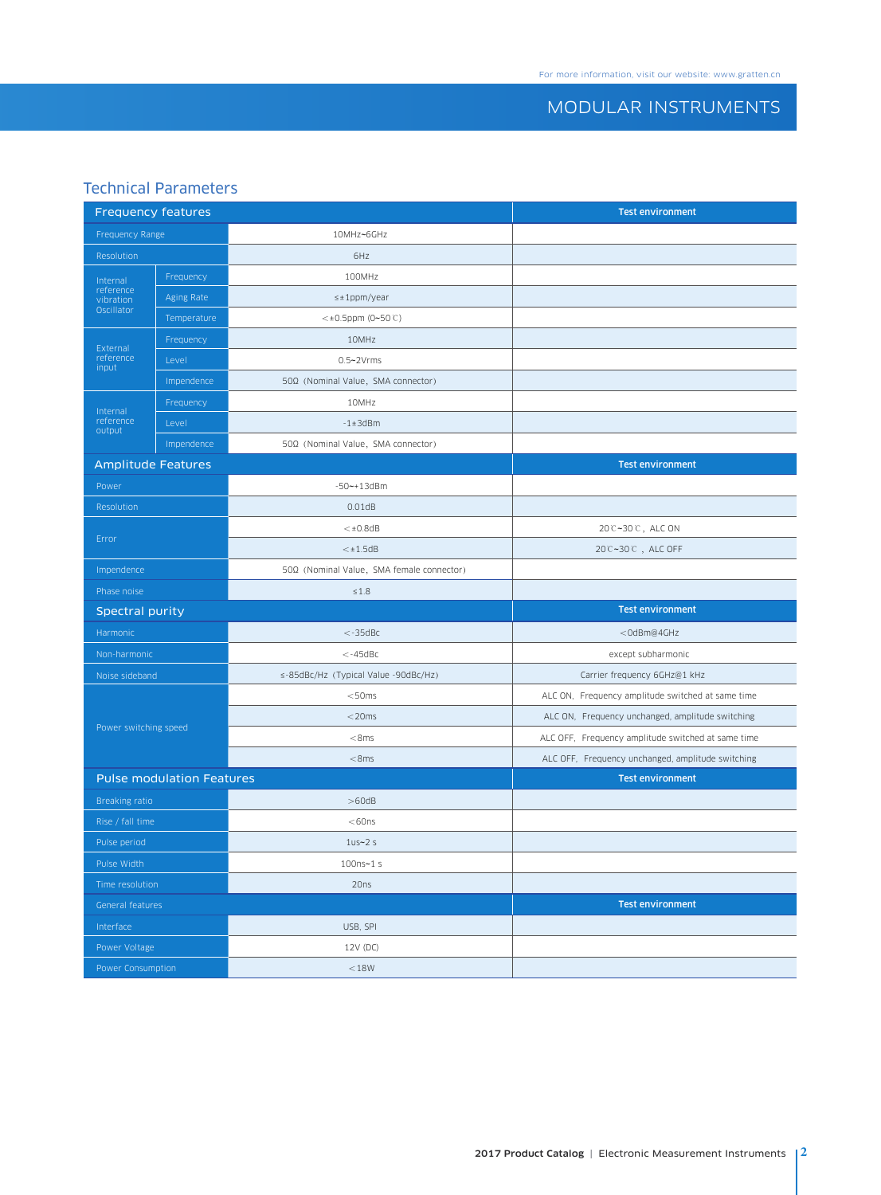## Technical Parameters

| Frequency features | | | Test environment |
|---|---|---|---|
| Frequency Range | | 10MHz~6GHz | |
| Resolution | | 6Hz | |
| Internal reference vibration Oscillator | Frequency | 100MHz | |
| | Aging Rate | ≤±1ppm/year | |
| | Temperature | <±0.5ppm (0~50℃) | |
| External reference input | Frequency | 10MHz | |
| | Level | 0.5~2Vrms | |
| | Impendence | 50Ω (Nominal Value, SMA connector) | |
| Internal reference output | Frequency | 10MHz | |
| | Level | -1±3dBm | |
| | Impendence | 50Ω (Nominal Value, SMA connector) | |
| **Amplitude Features** | | | **Test environment** |
| Power | | -50~+13dBm | |
| Resolution | | 0.01dB | |
| Error | | <±0.8dB | 20℃~30℃, ALC ON |
| | | <±1.5dB | 20℃~30℃ , ALC OFF |
| Impendence | | 50Ω (Nominal Value, SMA female connector) | |
| Phase noise | | ≤1.8 | |
| **Spectral purity** | | | **Test environment** |
| Harmonic | | <-35dBc | <0dBm@4GHz |
| Non-harmonic | | <-45dBc | except subharmonic |
| Noise sideband | | ≤-85dBc/Hz (Typical Value -90dBc/Hz) | Carrier frequency 6GHz@1 kHz |
| Power switching speed | | <50ms | ALC ON, Frequency amplitude switched at same time |
| | | <20ms | ALC ON, Frequency unchanged, amplitude switching |
| | | <8ms | ALC OFF, Frequency amplitude switched at same time |
| | | <8ms | ALC OFF, Frequency unchanged, amplitude switching |
| **Pulse modulation Features** | | | **Test environment** |
| Breaking ratio | | >60dB | |
| Rise / fall time | | <60ns | |
| Pulse period | | 1us~2 s | |
| Pulse Width | | 100ns~1 s | |
| Time resolution | | 20ns | |
| **General features** | | | **Test environment** |
| Interface | | USB, SPI | |
| Power Voltage | | 12V (DC) | |
| Power Consumption | | <18W | |